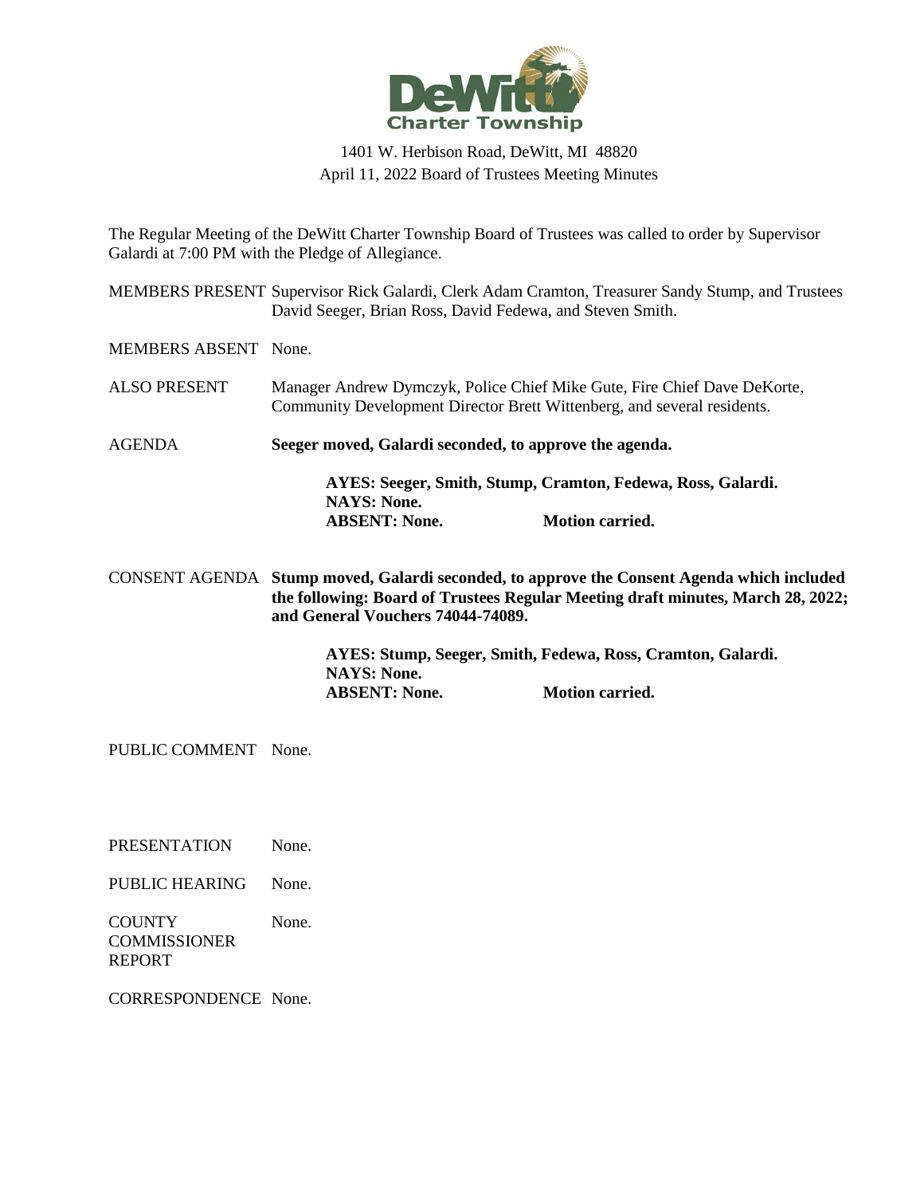DeWitt Charter Township

1401 W. Herbison Road, DeWitt, MI 48820
April 11, 2022 Board of Trustees Meeting Minutes

The Regular Meeting of the DeWitt Charter Township Board of Trustees was called to order by Supervisor Galardi at 7:00 PM with the Pledge of Allegiance.

MEMBERS PRESENT Supervisor Rick Galardi, Clerk Adam Cramton, Treasurer Sandy Stump, and Trustees David Seeger, Brian Ross, David Fedewa, and Steven Smith.

MEMBERS ABSENT None.

ALSO PRESENT Manager Andrew Dymczyk, Police Chief Mike Gute, Fire Chief Dave DeKorte, Community Development Director Brett Wittenberg, and several residents.

AGENDA **Seeger moved, Galardi seconded, to approve the agenda.**

**AYES: Seeger, Smith, Stump, Cramton, Fedewa, Ross, Galardi.**
**NAYS: None.**
**ABSENT: None. Motion carried.**

CONSENT AGENDA **Stump moved, Galardi seconded, to approve the Consent Agenda which included the following: Board of Trustees Regular Meeting draft minutes, March 28, 2022; and General Vouchers 74044-74089.**

**AYES: Stump, Seeger, Smith, Fedewa, Ross, Cramton, Galardi.**
**NAYS: None.**
**ABSENT: None. Motion carried.**

PUBLIC COMMENT None.

PRESENTATION None.

PUBLIC HEARING None.

COUNTY COMMISSIONER REPORT None.

CORRESPONDENCE None.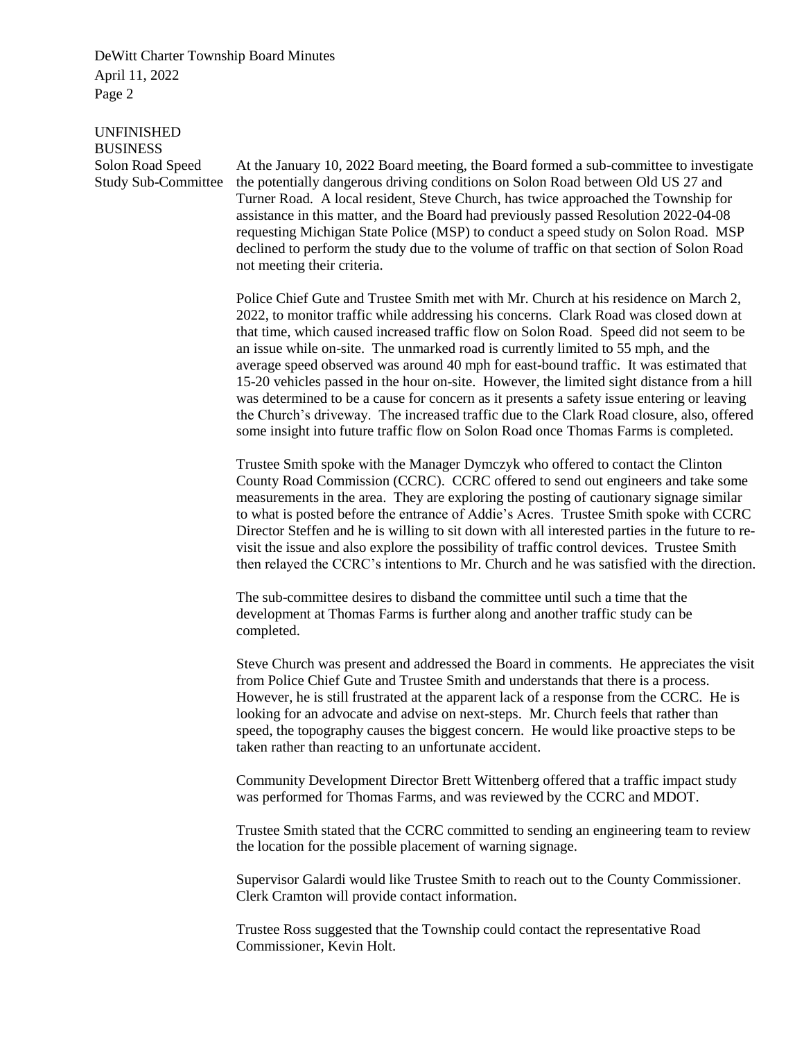## UNFINISHED BUSINESS

### Solon Road Speed Study Sub-Committee

At the January 10, 2022 Board meeting, the Board formed a sub-committee to investigate the potentially dangerous driving conditions on Solon Road between Old US 27 and Turner Road. A local resident, Steve Church, has twice approached the Township for assistance in this matter, and the Board had previously passed Resolution 2022-04-08 requesting Michigan State Police (MSP) to conduct a speed study on Solon Road. MSP declined to perform the study due to the volume of traffic on that section of Solon Road not meeting their criteria.

Police Chief Gute and Trustee Smith met with Mr. Church at his residence on March 2, 2022, to monitor traffic while addressing his concerns. Clark Road was closed down at that time, which caused increased traffic flow on Solon Road. Speed did not seem to be an issue while on-site. The unmarked road is currently limited to 55 mph, and the average speed observed was around 40 mph for east-bound traffic. It was estimated that 15-20 vehicles passed in the hour on-site. However, the limited sight distance from a hill was determined to be a cause for concern as it presents a safety issue entering or leaving the Church's driveway. The increased traffic due to the Clark Road closure, also, offered some insight into future traffic flow on Solon Road once Thomas Farms is completed.

Trustee Smith spoke with the Manager Dymczyk who offered to contact the Clinton County Road Commission (CCRC). CCRC offered to send out engineers and take some measurements in the area. They are exploring the posting of cautionary signage similar to what is posted before the entrance of Addie's Acres. Trustee Smith spoke with CCRC Director Steffen and he is willing to sit down with all interested parties in the future to re-visit the issue and also explore the possibility of traffic control devices. Trustee Smith then relayed the CCRC's intentions to Mr. Church and he was satisfied with the direction.

The sub-committee desires to disband the committee until such a time that the development at Thomas Farms is further along and another traffic study can be completed.

Steve Church was present and addressed the Board in comments. He appreciates the visit from Police Chief Gute and Trustee Smith and understands that there is a process. However, he is still frustrated at the apparent lack of a response from the CCRC. He is looking for an advocate and advise on next-steps. Mr. Church feels that rather than speed, the topography causes the biggest concern. He would like proactive steps to be taken rather than reacting to an unfortunate accident.

Community Development Director Brett Wittenberg offered that a traffic impact study was performed for Thomas Farms, and was reviewed by the CCRC and MDOT.

Trustee Smith stated that the CCRC committed to sending an engineering team to review the location for the possible placement of warning signage.

Supervisor Galardi would like Trustee Smith to reach out to the County Commissioner. Clerk Cramton will provide contact information.

Trustee Ross suggested that the Township could contact the representative Road Commissioner, Kevin Holt.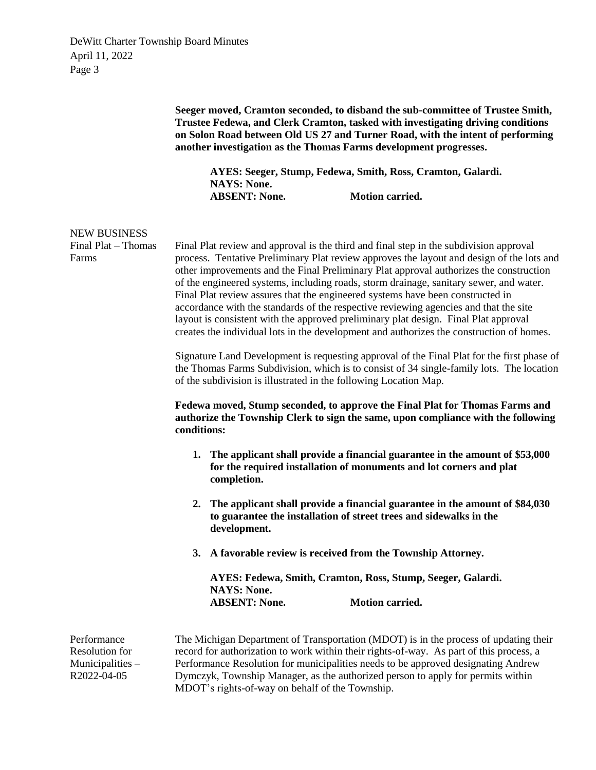**Seeger moved, Cramton seconded, to disband the sub-committee of Trustee Smith, Trustee Fedewa, and Clerk Cramton, tasked with investigating driving conditions on Solon Road between Old US 27 and Turner Road, with the intent of performing another investigation as the Thomas Farms development progresses.**

**AYES: Seeger, Stump, Fedewa, Smith, Ross, Cramton, Galardi.**
**NAYS: None.**
**ABSENT: None. Motion carried.**

## NEW BUSINESS

### Final Plat – Thomas Farms

Final Plat review and approval is the third and final step in the subdivision approval process. Tentative Preliminary Plat review approves the layout and design of the lots and other improvements and the Final Preliminary Plat approval authorizes the construction of the engineered systems, including roads, storm drainage, sanitary sewer, and water. Final Plat review assures that the engineered systems have been constructed in accordance with the standards of the respective reviewing agencies and that the site layout is consistent with the approved preliminary plat design. Final Plat approval creates the individual lots in the development and authorizes the construction of homes.

Signature Land Development is requesting approval of the Final Plat for the first phase of the Thomas Farms Subdivision, which is to consist of 34 single-family lots. The location of the subdivision is illustrated in the following Location Map.

**Fedewa moved, Stump seconded, to approve the Final Plat for Thomas Farms and authorize the Township Clerk to sign the same, upon compliance with the following conditions:**

1. **The applicant shall provide a financial guarantee in the amount of $53,000 for the required installation of monuments and lot corners and plat completion.**
2. **The applicant shall provide a financial guarantee in the amount of $84,030 to guarantee the installation of street trees and sidewalks in the development.**
3. **A favorable review is received from the Township Attorney.**

**AYES: Fedewa, Smith, Cramton, Ross, Stump, Seeger, Galardi.**
**NAYS: None.**
**ABSENT: None. Motion carried.**

### Performance Resolution for Municipalities – R2022-04-05

The Michigan Department of Transportation (MDOT) is in the process of updating their record for authorization to work within their rights-of-way. As part of this process, a Performance Resolution for municipalities needs to be approved designating Andrew Dymczyk, Township Manager, as the authorized person to apply for permits within MDOT's rights-of-way on behalf of the Township.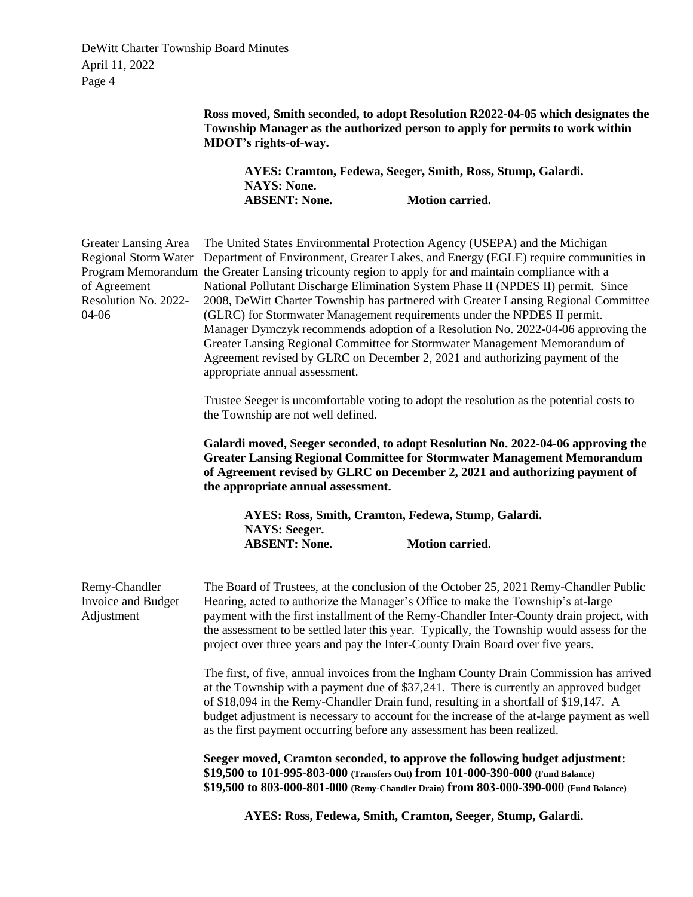**Ross moved, Smith seconded, to adopt Resolution R2022-04-05 which designates the Township Manager as the authorized person to apply for permits to work within MDOT's rights-of-way.**

**AYES: Cramton, Fedewa, Seeger, Smith, Ross, Stump, Galardi.**
**NAYS: None.**
**ABSENT: None. Motion carried.**

Greater Lansing Area Regional Storm Water Program Memorandum of Agreement Resolution No. 2022-04-06

The United States Environmental Protection Agency (USEPA) and the Michigan Department of Environment, Greater Lakes, and Energy (EGLE) require communities in the Greater Lansing tricounty region to apply for and maintain compliance with a National Pollutant Discharge Elimination System Phase II (NPDES II) permit. Since 2008, DeWitt Charter Township has partnered with Greater Lansing Regional Committee (GLRC) for Stormwater Management requirements under the NPDES II permit. Manager Dymczyk recommends adoption of a Resolution No. 2022-04-06 approving the Greater Lansing Regional Committee for Stormwater Management Memorandum of Agreement revised by GLRC on December 2, 2021 and authorizing payment of the appropriate annual assessment.

Trustee Seeger is uncomfortable voting to adopt the resolution as the potential costs to the Township are not well defined.

**Galardi moved, Seeger seconded, to adopt Resolution No. 2022-04-06 approving the Greater Lansing Regional Committee for Stormwater Management Memorandum of Agreement revised by GLRC on December 2, 2021 and authorizing payment of the appropriate annual assessment.**

**AYES: Ross, Smith, Cramton, Fedewa, Stump, Galardi.**
**NAYS: Seeger.**
**ABSENT: None. Motion carried.**

Remy-Chandler Invoice and Budget Adjustment

The Board of Trustees, at the conclusion of the October 25, 2021 Remy-Chandler Public Hearing, acted to authorize the Manager's Office to make the Township's at-large payment with the first installment of the Remy-Chandler Inter-County drain project, with the assessment to be settled later this year. Typically, the Township would assess for the project over three years and pay the Inter-County Drain Board over five years.

The first, of five, annual invoices from the Ingham County Drain Commission has arrived at the Township with a payment due of $37,241. There is currently an approved budget of $18,094 in the Remy-Chandler Drain fund, resulting in a shortfall of $19,147. A budget adjustment is necessary to account for the increase of the at-large payment as well as the first payment occurring before any assessment has been realized.

**Seeger moved, Cramton seconded, to approve the following budget adjustment:**
**$19,500 to 101-995-803-000 (Transfers Out) from 101-000-390-000 (Fund Balance)**
**$19,500 to 803-000-801-000 (Remy-Chandler Drain) from 803-000-390-000 (Fund Balance)**

**AYES: Ross, Fedewa, Smith, Cramton, Seeger, Stump, Galardi.**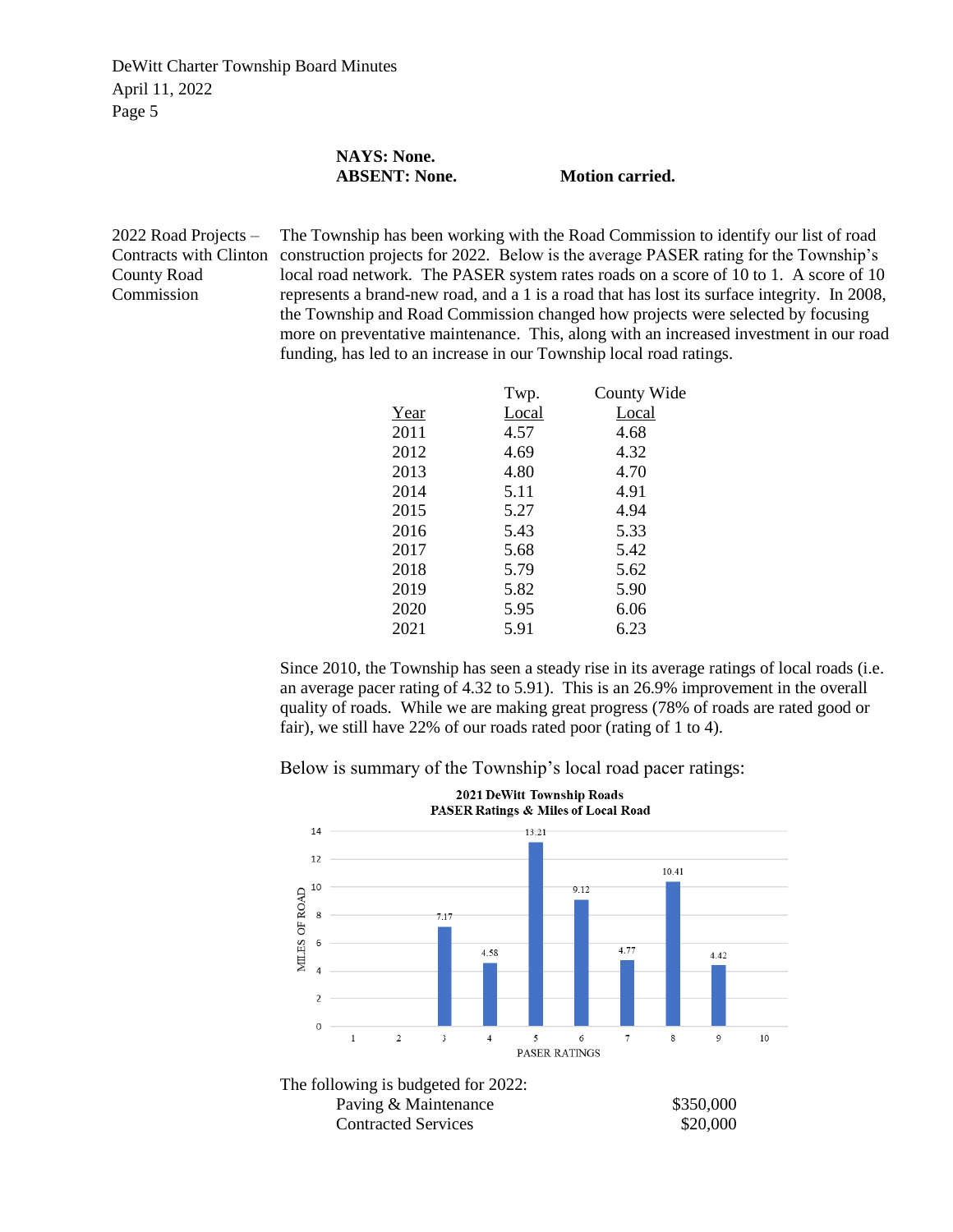**NAYS: None.**
**ABSENT: None.** **Motion carried.**

2022 Road Projects – Contracts with Clinton County Road Commission

The Township has been working with the Road Commission to identify our list of road construction projects for 2022. Below is the average PASER rating for the Township's local road network. The PASER system rates roads on a score of 10 to 1. A score of 10 represents a brand-new road, and a 1 is a road that has lost its surface integrity. In 2008, the Township and Road Commission changed how projects were selected by focusing more on preventative maintenance. This, along with an increased investment in our road funding, has led to an increase in our Township local road ratings.

| Year | Twp. Local | County Wide Local |
|---|---|---|
| 2011 | 4.57 | 4.68 |
| 2012 | 4.69 | 4.32 |
| 2013 | 4.80 | 4.70 |
| 2014 | 5.11 | 4.91 |
| 2015 | 5.27 | 4.94 |
| 2016 | 5.43 | 5.33 |
| 2017 | 5.68 | 5.42 |
| 2018 | 5.79 | 5.62 |
| 2019 | 5.82 | 5.90 |
| 2020 | 5.95 | 6.06 |
| 2021 | 5.91 | 6.23 |

Since 2010, the Township has seen a steady rise in its average ratings of local roads (i.e. an average pacer rating of 4.32 to 5.91). This is an 26.9% improvement in the overall quality of roads. While we are making great progress (78% of roads are rated good or fair), we still have 22% of our roads rated poor (rating of 1 to 4).

Below is summary of the Township's local road pacer ratings:

**2021 DeWitt Township Roads**
**PASER Ratings & Miles of Local Road**

| PASER Ratings | Miles of Road |
|---|---|
| 1 | |
| 2 | |
| 3 | 7.17 |
| 4 | 4.58 |
| 5 | 13.21 |
| 6 | 9.12 |
| 7 | 4.77 |
| 8 | 10.41 |
| 9 | 4.42 |
| 10 | |

The following is budgeted for 2022:

| | |
|---|---|
| Paving & Maintenance | $350,000 |
| Contracted Services | $20,000 |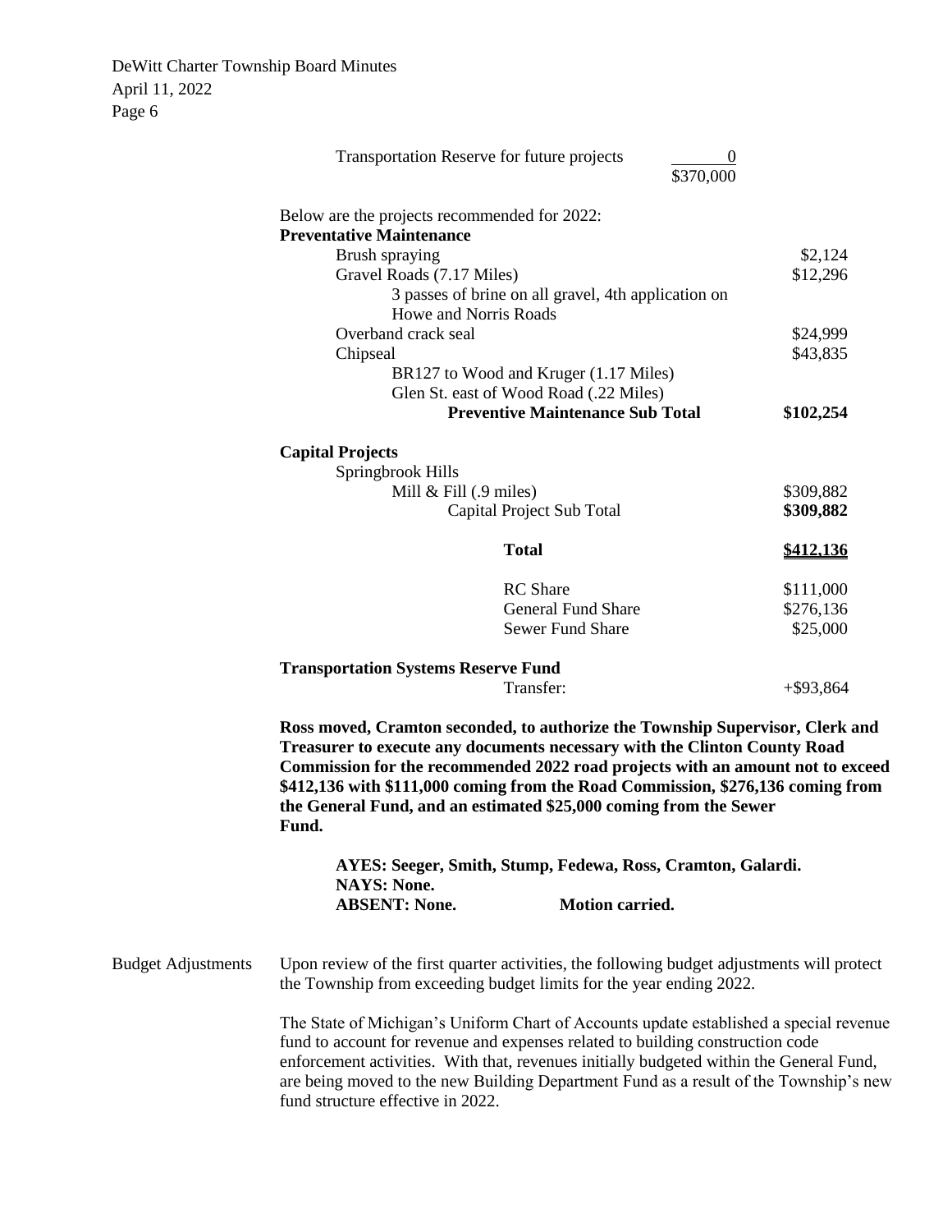| | |
|---|---|
| Transportation Reserve for future projects | 0 |
| | $370,000 |

Below are the projects recommended for 2022:

| | |
|---|---|
| **Preventative Maintenance** | |
| Brush spraying | $2,124 |
| Gravel Roads (7.17 Miles) | $12,296 |
| 3 passes of brine on all gravel, 4th application on Howe and Norris Roads | |
| Overband crack seal | $24,999 |
| Chipseal | $43,835 |
| BR127 to Wood and Kruger (1.17 Miles) | |
| Glen St. east of Wood Road (.22 Miles) | |
| **Preventive Maintenance Sub Total** | **$102,254** |
| **Capital Projects** | |
| Springbrook Hills | |
| Mill & Fill (.9 miles) | $309,882 |
| Capital Project Sub Total | **$309,882** |
| **Total** | **$412,136** |
| RC Share | $111,000 |
| General Fund Share | $276,136 |
| Sewer Fund Share | $25,000 |
| **Transportation Systems Reserve Fund** | |
| Transfer: | +$93,864 |

**Ross moved, Cramton seconded, to authorize the Township Supervisor, Clerk and Treasurer to execute any documents necessary with the Clinton County Road Commission for the recommended 2022 road projects with an amount not to exceed $412,136 with $111,000 coming from the Road Commission, $276,136 coming from the General Fund, and an estimated $25,000 coming from the Sewer Fund.**

**AYES: Seeger, Smith, Stump, Fedewa, Ross, Cramton, Galardi.**
**NAYS: None.**
**ABSENT: None. Motion carried.**

Budget Adjustments

Upon review of the first quarter activities, the following budget adjustments will protect the Township from exceeding budget limits for the year ending 2022.

The State of Michigan's Uniform Chart of Accounts update established a special revenue fund to account for revenue and expenses related to building construction code enforcement activities. With that, revenues initially budgeted within the General Fund, are being moved to the new Building Department Fund as a result of the Township's new fund structure effective in 2022.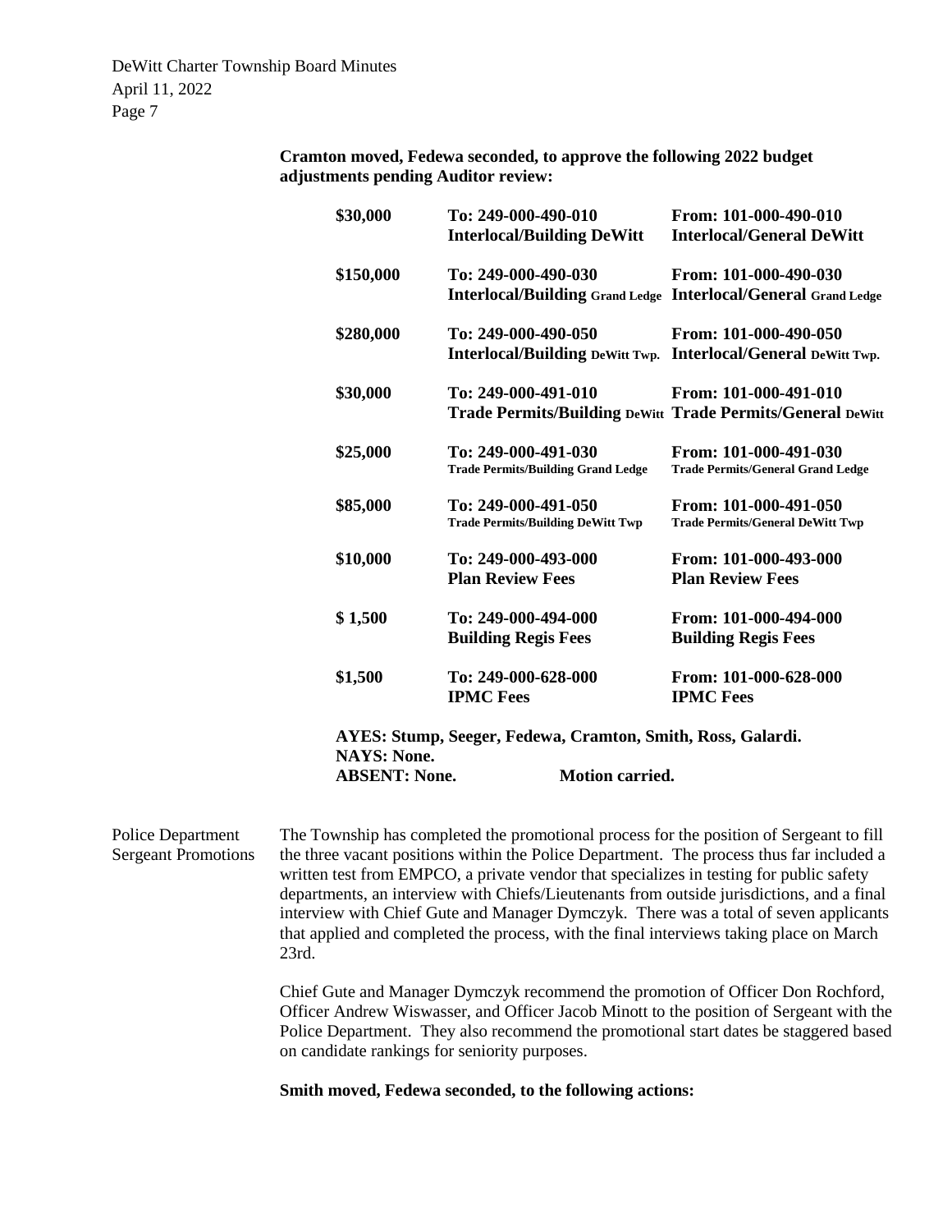**Cramton moved, Fedewa seconded, to approve the following 2022 budget adjustments pending Auditor review:**

| | | |
|---|---|---|
| **$30,000** | **To: 249-000-490-010 Interlocal/Building DeWitt** | **From: 101-000-490-010 Interlocal/General DeWitt** |
| **$150,000** | **To: 249-000-490-030 Interlocal/Building Grand Ledge** | **From: 101-000-490-030 Interlocal/General Grand Ledge** |
| **$280,000** | **To: 249-000-490-050 Interlocal/Building DeWitt Twp.** | **From: 101-000-490-050 Interlocal/General DeWitt Twp.** |
| **$30,000** | **To: 249-000-491-010 Trade Permits/Building DeWitt** | **From: 101-000-491-010 Trade Permits/General DeWitt** |
| **$25,000** | **To: 249-000-491-030 Trade Permits/Building Grand Ledge** | **From: 101-000-491-030 Trade Permits/General Grand Ledge** |
| **$85,000** | **To: 249-000-491-050 Trade Permits/Building DeWitt Twp** | **From: 101-000-491-050 Trade Permits/General DeWitt Twp** |
| **$10,000** | **To: 249-000-493-000 Plan Review Fees** | **From: 101-000-493-000 Plan Review Fees** |
| **$ 1,500** | **To: 249-000-494-000 Building Regis Fees** | **From: 101-000-494-000 Building Regis Fees** |
| **$1,500** | **To: 249-000-628-000 IPMC Fees** | **From: 101-000-628-000 IPMC Fees** |

**AYES: Stump, Seeger, Fedewa, Cramton, Smith, Ross, Galardi.**
**NAYS: None.**
**ABSENT: None. Motion carried.**

Police Department Sergeant Promotions

The Township has completed the promotional process for the position of Sergeant to fill the three vacant positions within the Police Department. The process thus far included a written test from EMPCO, a private vendor that specializes in testing for public safety departments, an interview with Chiefs/Lieutenants from outside jurisdictions, and a final interview with Chief Gute and Manager Dymczyk. There was a total of seven applicants that applied and completed the process, with the final interviews taking place on March 23rd.

Chief Gute and Manager Dymczyk recommend the promotion of Officer Don Rochford, Officer Andrew Wiswasser, and Officer Jacob Minott to the position of Sergeant with the Police Department. They also recommend the promotional start dates be staggered based on candidate rankings for seniority purposes.

**Smith moved, Fedewa seconded, to the following actions:**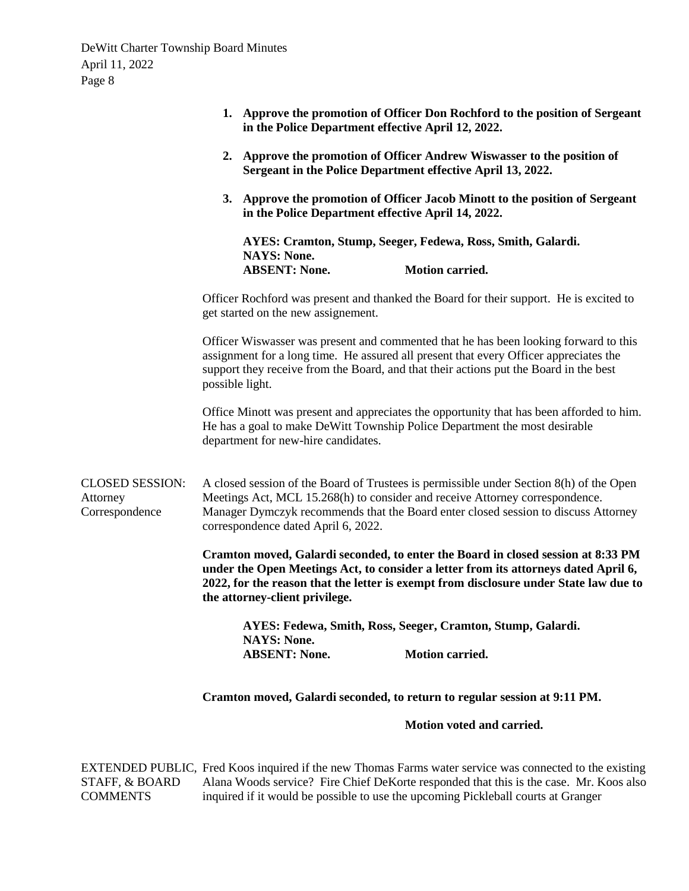1. **Approve the promotion of Officer Don Rochford to the position of Sergeant in the Police Department effective April 12, 2022.**

2. **Approve the promotion of Officer Andrew Wiswasser to the position of Sergeant in the Police Department effective April 13, 2022.**

3. **Approve the promotion of Officer Jacob Minott to the position of Sergeant in the Police Department effective April 14, 2022.**

**AYES: Cramton, Stump, Seeger, Fedewa, Ross, Smith, Galardi.**
**NAYS: None.**
**ABSENT: None.** **Motion carried.**

Officer Rochford was present and thanked the Board for their support. He is excited to get started on the new assignement.

Officer Wiswasser was present and commented that he has been looking forward to this assignment for a long time. He assured all present that every Officer appreciates the support they receive from the Board, and that their actions put the Board in the best possible light.

Office Minott was present and appreciates the opportunity that has been afforded to him. He has a goal to make DeWitt Township Police Department the most desirable department for new-hire candidates.

CLOSED SESSION: Attorney Correspondence

A closed session of the Board of Trustees is permissible under Section 8(h) of the Open Meetings Act, MCL 15.268(h) to consider and receive Attorney correspondence. Manager Dymczyk recommends that the Board enter closed session to discuss Attorney correspondence dated April 6, 2022.

**Cramton moved, Galardi seconded, to enter the Board in closed session at 8:33 PM under the Open Meetings Act, to consider a letter from its attorneys dated April 6, 2022, for the reason that the letter is exempt from disclosure under State law due to the attorney-client privilege.**

**AYES: Fedewa, Smith, Ross, Seeger, Cramton, Stump, Galardi.**
**NAYS: None.**
**ABSENT: None.** **Motion carried.**

**Cramton moved, Galardi seconded, to return to regular session at 9:11 PM.**

**Motion voted and carried.**

EXTENDED PUBLIC, STAFF, & BOARD COMMENTS

Fred Koos inquired if the new Thomas Farms water service was connected to the existing Alana Woods service? Fire Chief DeKorte responded that this is the case. Mr. Koos also inquired if it would be possible to use the upcoming Pickleball courts at Granger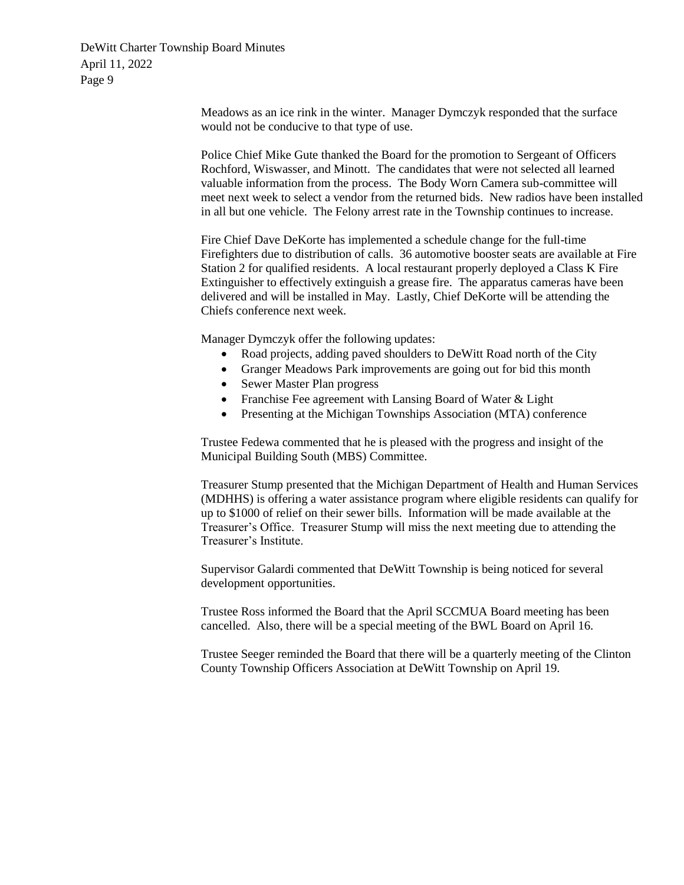Meadows as an ice rink in the winter. Manager Dymczyk responded that the surface would not be conducive to that type of use.

Police Chief Mike Gute thanked the Board for the promotion to Sergeant of Officers Rochford, Wiswasser, and Minott. The candidates that were not selected all learned valuable information from the process. The Body Worn Camera sub-committee will meet next week to select a vendor from the returned bids. New radios have been installed in all but one vehicle. The Felony arrest rate in the Township continues to increase.

Fire Chief Dave DeKorte has implemented a schedule change for the full-time Firefighters due to distribution of calls. 36 automotive booster seats are available at Fire Station 2 for qualified residents. A local restaurant properly deployed a Class K Fire Extinguisher to effectively extinguish a grease fire. The apparatus cameras have been delivered and will be installed in May. Lastly, Chief DeKorte will be attending the Chiefs conference next week.

Manager Dymczyk offer the following updates:

- Road projects, adding paved shoulders to DeWitt Road north of the City
- Granger Meadows Park improvements are going out for bid this month
- Sewer Master Plan progress
- Franchise Fee agreement with Lansing Board of Water & Light
- Presenting at the Michigan Townships Association (MTA) conference

Trustee Fedewa commented that he is pleased with the progress and insight of the Municipal Building South (MBS) Committee.

Treasurer Stump presented that the Michigan Department of Health and Human Services (MDHHS) is offering a water assistance program where eligible residents can qualify for up to $1000 of relief on their sewer bills. Information will be made available at the Treasurer's Office. Treasurer Stump will miss the next meeting due to attending the Treasurer's Institute.

Supervisor Galardi commented that DeWitt Township is being noticed for several development opportunities.

Trustee Ross informed the Board that the April SCCMUA Board meeting has been cancelled. Also, there will be a special meeting of the BWL Board on April 16.

Trustee Seeger reminded the Board that there will be a quarterly meeting of the Clinton County Township Officers Association at DeWitt Township on April 19.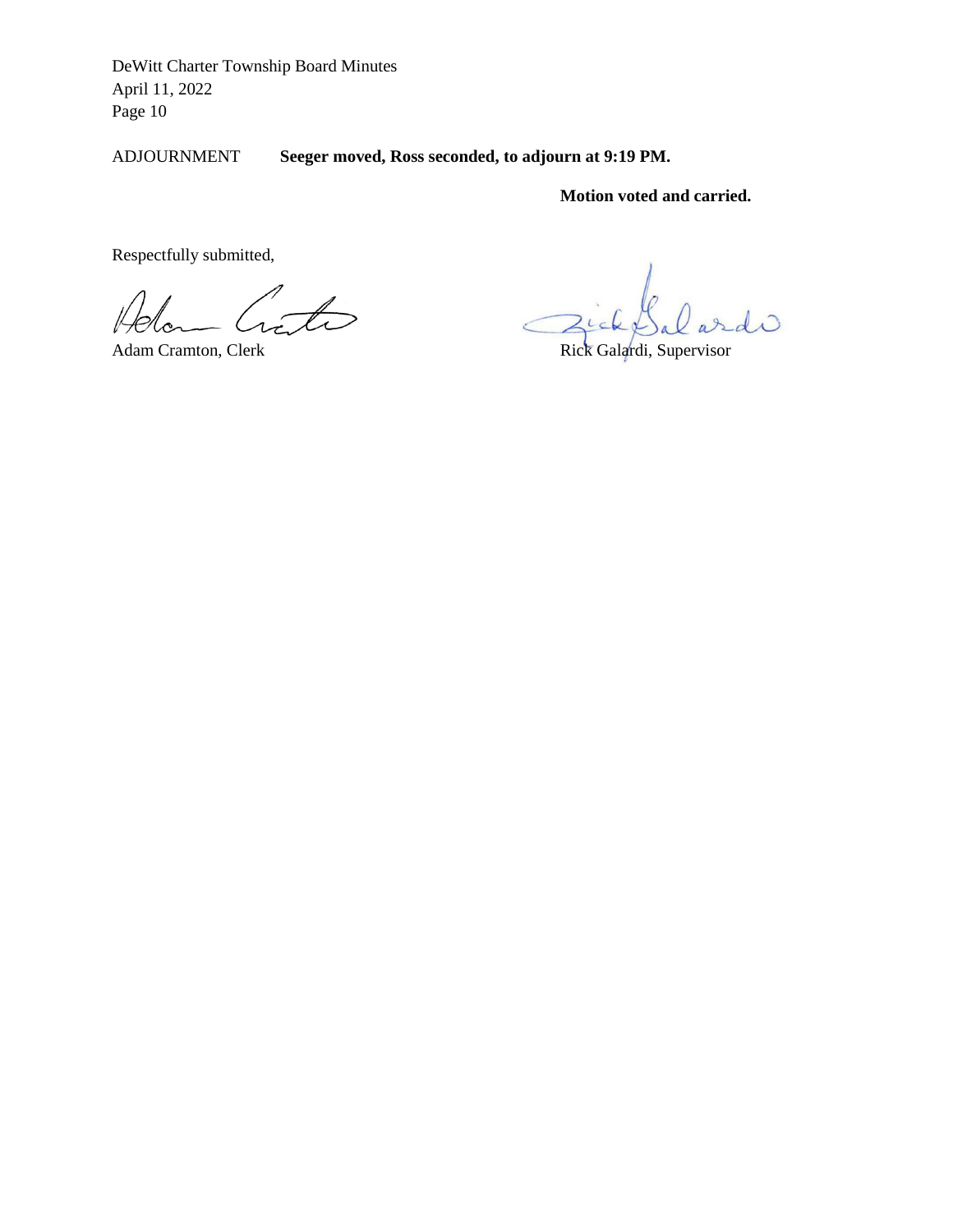ADJOURNMENT **Seeger moved, Ross seconded, to adjourn at 9:19 PM.**

**Motion voted and carried.**

Respectfully submitted,

Adam Cramton, Clerk

Rick Galardi, Supervisor